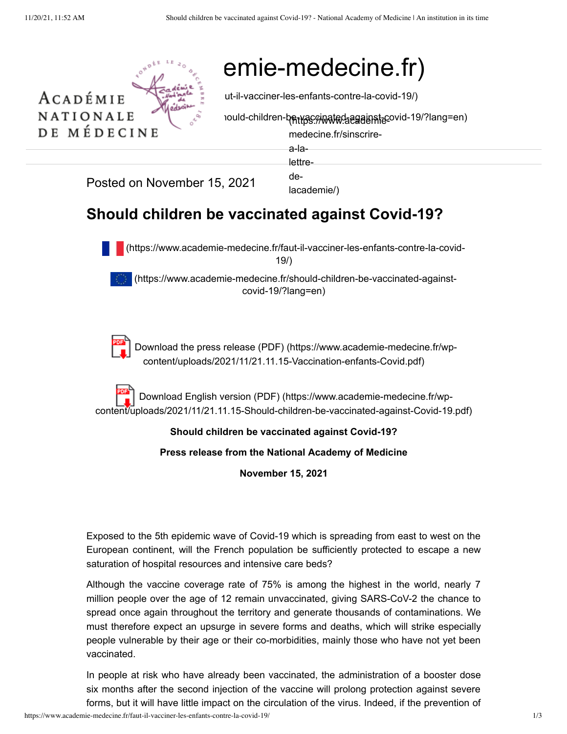emie-medecine.fr)

ut-il-vacciner-les-enfants-contre-la-covid-19/)

ıould-children-be-vaccinated-against-covid-19/?lang=en) (https://www.academie-medecine.fr/sinscrire-a-la-lettre-de-lacademie/)

Posted on November 15, 2021

# Should children be vaccinated against Covid-19?

(https://www.academie-medecine.fr/faut-il-vacciner-les-enfants-contre-la-covid-19/)

(https://www.academie-medecine.fr/should-children-be-vaccinated-against-covid-19/?lang=en)

Download the press release (PDF) (https://www.academie-medecine.fr/wp-content/uploads/2021/11/21.11.15-Vaccination-enfants-Covid.pdf)

Download English version (PDF) (https://www.academie-medecine.fr/wp-content/uploads/2021/11/21.11.15-Should-children-be-vaccinated-against-Covid-19.pdf)

**Should children be vaccinated against Covid-19?**

**Press release from the National Academy of Medicine**

**November 15, 2021**

Exposed to the 5th epidemic wave of Covid-19 which is spreading from east to west on the European continent, will the French population be sufficiently protected to escape a new saturation of hospital resources and intensive care beds?

Although the vaccine coverage rate of 75% is among the highest in the world, nearly 7 million people over the age of 12 remain unvaccinated, giving SARS-CoV-2 the chance to spread once again throughout the territory and generate thousands of contaminations. We must therefore expect an upsurge in severe forms and deaths, which will strike especially people vulnerable by their age or their co-morbidities, mainly those who have not yet been vaccinated.

In people at risk who have already been vaccinated, the administration of a booster dose six months after the second injection of the vaccine will prolong protection against severe forms, but it will have little impact on the circulation of the virus. Indeed, if the prevention of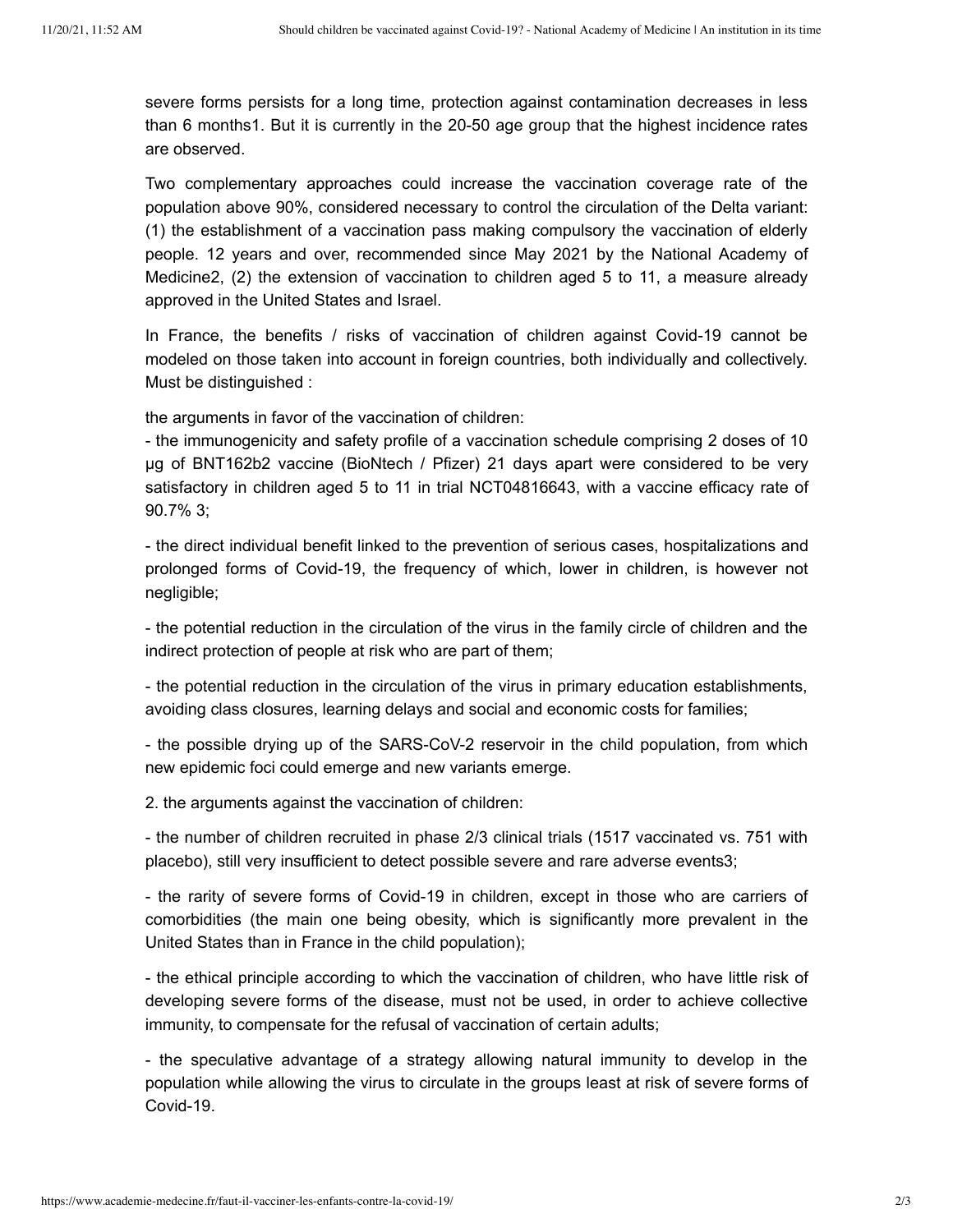severe forms persists for a long time, protection against contamination decreases in less than 6 months[1]. But it is currently in the 20-50 age group that the highest incidence rates are observed.

Two complementary approaches could increase the vaccination coverage rate of the population above 90%, considered necessary to control the circulation of the Delta variant: (1) the establishment of a vaccination pass making compulsory the vaccination of elderly people. 12 years and over, recommended since May 2021 by the National Academy of Medicine[2], (2) the extension of vaccination to children aged 5 to 11, a measure already approved in the United States and Israel.

In France, the benefits / risks of vaccination of children against Covid-19 cannot be modeled on those taken into account in foreign countries, both individually and collectively. Must be distinguished :

the arguments in favor of the vaccination of children:

- the immunogenicity and safety profile of a vaccination schedule comprising 2 doses of 10 µg of BNT162b2 vaccine (BioNtech / Pfizer) 21 days apart were considered to be very satisfactory in children aged 5 to 11 in trial NCT04816643, with a vaccine efficacy rate of 90.7% [3];
- the direct individual benefit linked to the prevention of serious cases, hospitalizations and prolonged forms of Covid-19, the frequency of which, lower in children, is however not negligible;
- the potential reduction in the circulation of the virus in the family circle of children and the indirect protection of people at risk who are part of them;
- the potential reduction in the circulation of the virus in primary education establishments, avoiding class closures, learning delays and social and economic costs for families;
- the possible drying up of the SARS-CoV-2 reservoir in the child population, from which new epidemic foci could emerge and new variants emerge.

2. the arguments against the vaccination of children:

- the number of children recruited in phase 2/3 clinical trials (1517 vaccinated vs. 751 with placebo), still very insufficient to detect possible severe and rare adverse events[3];
- the rarity of severe forms of Covid-19 in children, except in those who are carriers of comorbidities (the main one being obesity, which is significantly more prevalent in the United States than in France in the child population);
- the ethical principle according to which the vaccination of children, who have little risk of developing severe forms of the disease, must not be used, in order to achieve collective immunity, to compensate for the refusal of vaccination of certain adults;
- the speculative advantage of a strategy allowing natural immunity to develop in the population while allowing the virus to circulate in the groups least at risk of severe forms of Covid-19.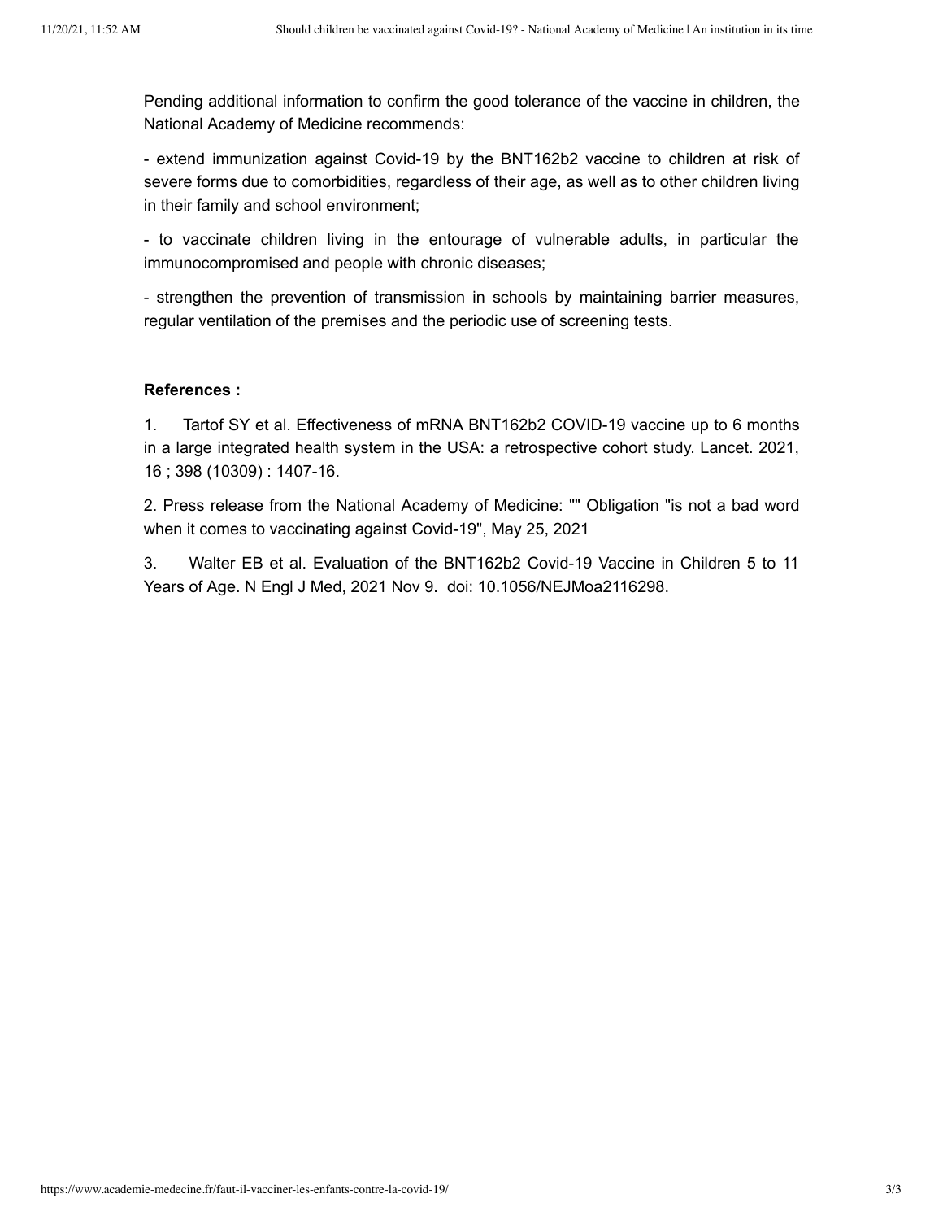Pending additional information to confirm the good tolerance of the vaccine in children, the National Academy of Medicine recommends:

- extend immunization against Covid-19 by the BNT162b2 vaccine to children at risk of severe forms due to comorbidities, regardless of their age, as well as to other children living in their family and school environment;

- to vaccinate children living in the entourage of vulnerable adults, in particular the immunocompromised and people with chronic diseases;

- strengthen the prevention of transmission in schools by maintaining barrier measures, regular ventilation of the premises and the periodic use of screening tests.

**References :**

1. Tartof SY et al. Effectiveness of mRNA BNT162b2 COVID-19 vaccine up to 6 months in a large integrated health system in the USA: a retrospective cohort study. Lancet. 2021, 16 ; 398 (10309) : 1407-16.

2. Press release from the National Academy of Medicine: "" Obligation "is not a bad word when it comes to vaccinating against Covid-19", May 25, 2021

3. Walter EB et al. Evaluation of the BNT162b2 Covid-19 Vaccine in Children 5 to 11 Years of Age. N Engl J Med, 2021 Nov 9. doi: 10.1056/NEJMoa2116298.